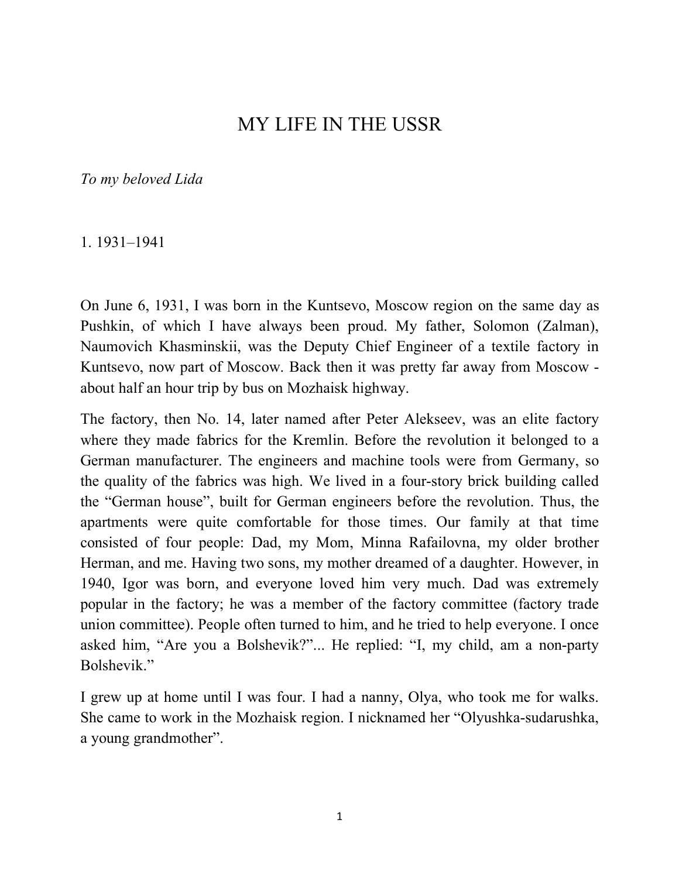# MY LIFE IN THE USSR

*To my beloved Lida*

## 1. 1931–1941

On June 6, 1931, I was born in the Kuntsevo, Moscow region on the same day as Pushkin, of which I have always been proud. My father, Solomon (Zalman), Naumovich Khasminskii, was the Deputy Chief Engineer of a textile factory in Kuntsevo, now part of Moscow. Back then it was pretty far away from Moscow - about half an hour trip by bus on Mozhaisk highway.

The factory, then No. 14, later named after Peter Alekseev, was an elite factory where they made fabrics for the Kremlin. Before the revolution it belonged to a German manufacturer. The engineers and machine tools were from Germany, so the quality of the fabrics was high. We lived in a four-story brick building called the "German house", built for German engineers before the revolution. Thus, the apartments were quite comfortable for those times. Our family at that time consisted of four people: Dad, my Mom, Minna Rafailovna, my older brother Herman, and me. Having two sons, my mother dreamed of a daughter. However, in 1940, Igor was born, and everyone loved him very much. Dad was extremely popular in the factory; he was a member of the factory committee (factory trade union committee). People often turned to him, and he tried to help everyone. I once asked him, "Are you a Bolshevik?"... He replied: "I, my child, am a non-party Bolshevik."

I grew up at home until I was four. I had a nanny, Olya, who took me for walks. She came to work in the Mozhaisk region. I nicknamed her "Olyushka-sudarushka, a young grandmother".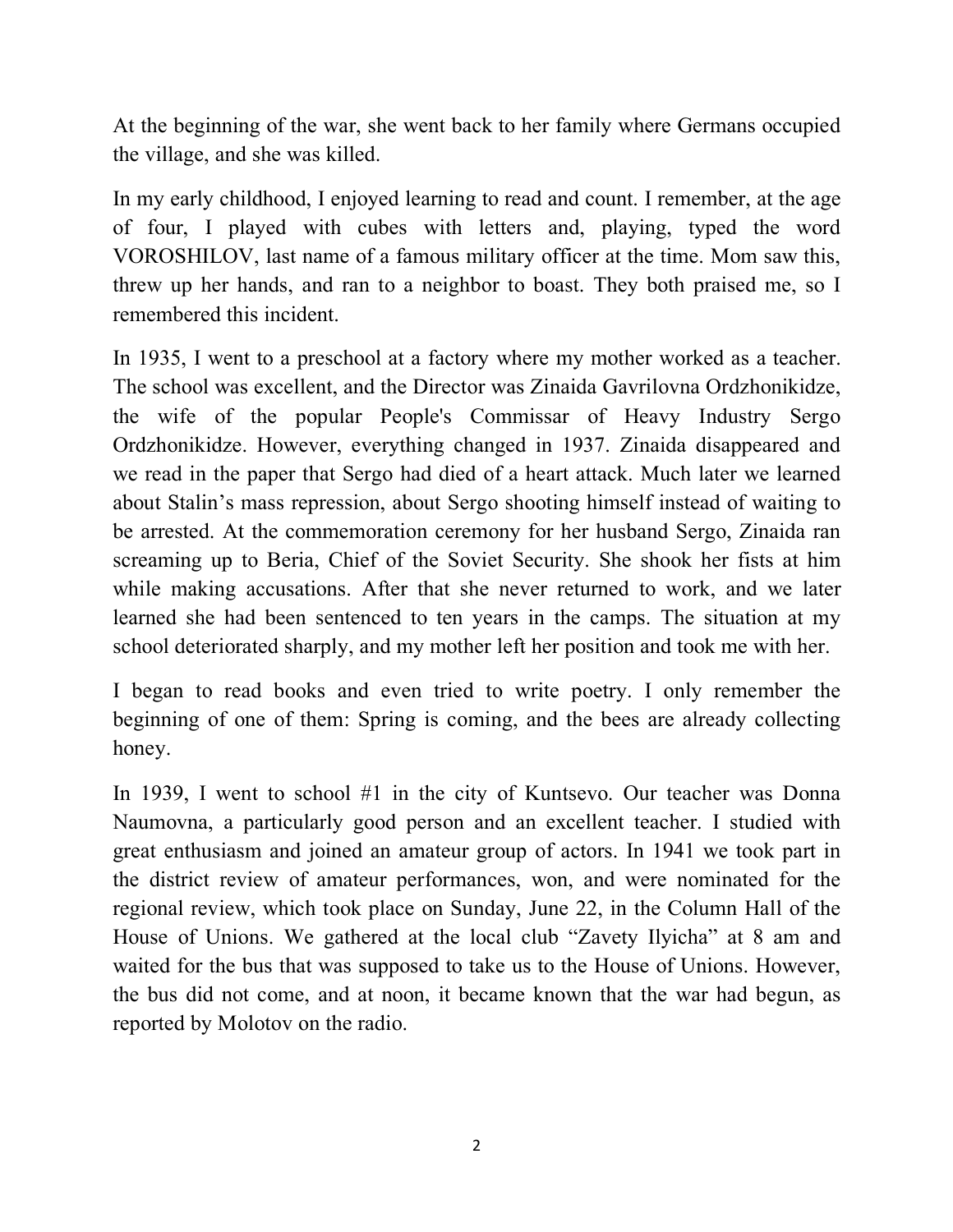At the beginning of the war, she went back to her family where Germans occupied the village, and she was killed.

In my early childhood, I enjoyed learning to read and count. I remember, at the age of four, I played with cubes with letters and, playing, typed the word VOROSHILOV, last name of a famous military officer at the time. Mom saw this, threw up her hands, and ran to a neighbor to boast. They both praised me, so I remembered this incident.

In 1935, I went to a preschool at a factory where my mother worked as a teacher. The school was excellent, and the Director was Zinaida Gavrilovna Ordzhonikidze, the wife of the popular People's Commissar of Heavy Industry Sergo Ordzhonikidze. However, everything changed in 1937. Zinaida disappeared and we read in the paper that Sergo had died of a heart attack. Much later we learned about Stalin's mass repression, about Sergo shooting himself instead of waiting to be arrested. At the commemoration ceremony for her husband Sergo, Zinaida ran screaming up to Beria, Chief of the Soviet Security. She shook her fists at him while making accusations. After that she never returned to work, and we later learned she had been sentenced to ten years in the camps. The situation at my school deteriorated sharply, and my mother left her position and took me with her.

I began to read books and even tried to write poetry. I only remember the beginning of one of them: Spring is coming, and the bees are already collecting honey.

In 1939, I went to school #1 in the city of Kuntsevo. Our teacher was Donna Naumovna, a particularly good person and an excellent teacher. I studied with great enthusiasm and joined an amateur group of actors. In 1941 we took part in the district review of amateur performances, won, and were nominated for the regional review, which took place on Sunday, June 22, in the Column Hall of the House of Unions. We gathered at the local club "Zavety Ilyicha" at 8 am and waited for the bus that was supposed to take us to the House of Unions. However, the bus did not come, and at noon, it became known that the war had begun, as reported by Molotov on the radio.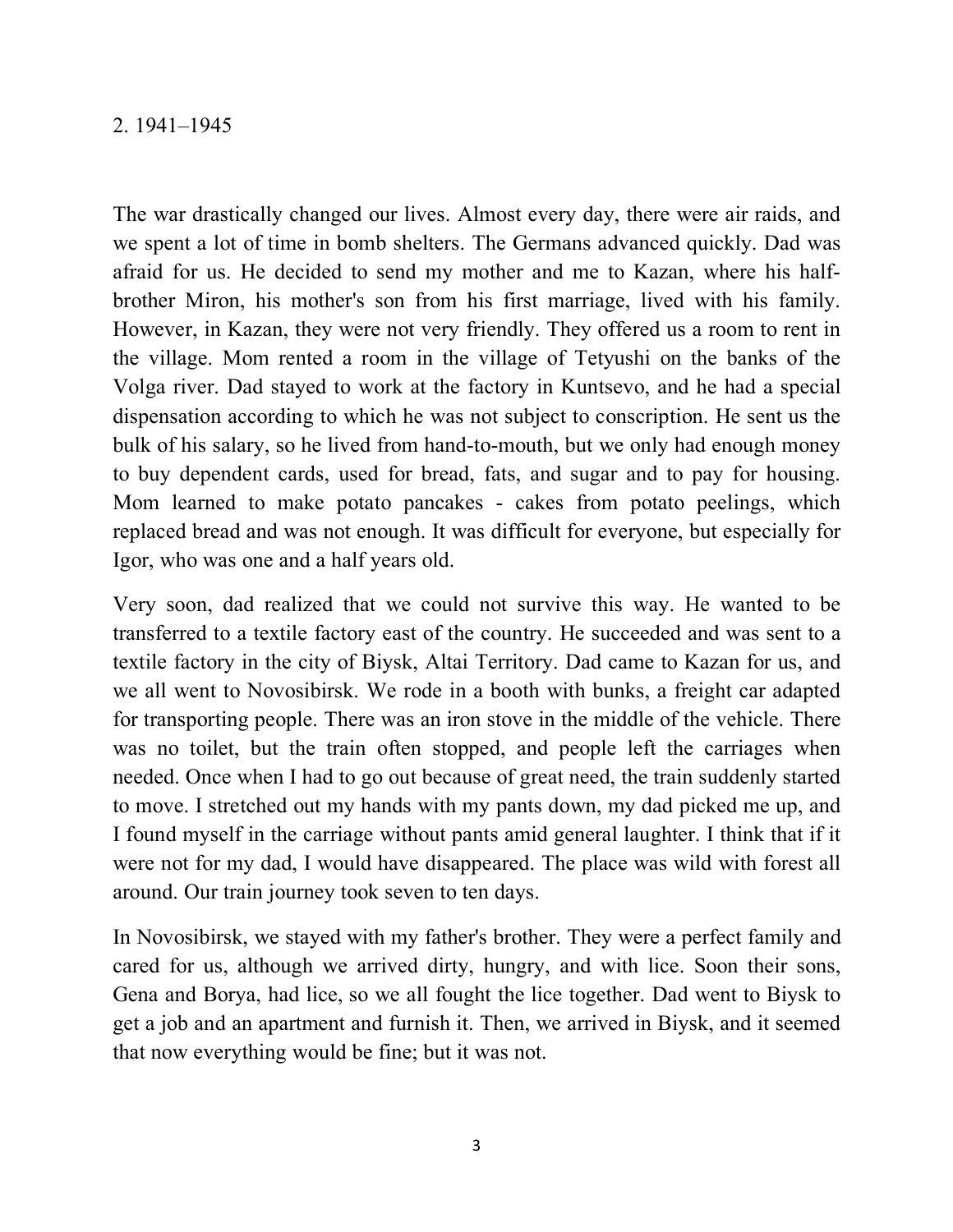## 2. 1941–1945

The war drastically changed our lives. Almost every day, there were air raids, and we spent a lot of time in bomb shelters. The Germans advanced quickly. Dad was afraid for us. He decided to send my mother and me to Kazan, where his half-brother Miron, his mother's son from his first marriage, lived with his family. However, in Kazan, they were not very friendly. They offered us a room to rent in the village. Mom rented a room in the village of Tetyushi on the banks of the Volga river. Dad stayed to work at the factory in Kuntsevo, and he had a special dispensation according to which he was not subject to conscription. He sent us the bulk of his salary, so he lived from hand-to-mouth, but we only had enough money to buy dependent cards, used for bread, fats, and sugar and to pay for housing. Mom learned to make potato pancakes - cakes from potato peelings, which replaced bread and was not enough. It was difficult for everyone, but especially for Igor, who was one and a half years old.

Very soon, dad realized that we could not survive this way. He wanted to be transferred to a textile factory east of the country. He succeeded and was sent to a textile factory in the city of Biysk, Altai Territory. Dad came to Kazan for us, and we all went to Novosibirsk. We rode in a booth with bunks, a freight car adapted for transporting people. There was an iron stove in the middle of the vehicle. There was no toilet, but the train often stopped, and people left the carriages when needed. Once when I had to go out because of great need, the train suddenly started to move. I stretched out my hands with my pants down, my dad picked me up, and I found myself in the carriage without pants amid general laughter. I think that if it were not for my dad, I would have disappeared. The place was wild with forest all around. Our train journey took seven to ten days.

In Novosibirsk, we stayed with my father's brother. They were a perfect family and cared for us, although we arrived dirty, hungry, and with lice. Soon their sons, Gena and Borya, had lice, so we all fought the lice together. Dad went to Biysk to get a job and an apartment and furnish it. Then, we arrived in Biysk, and it seemed that now everything would be fine; but it was not.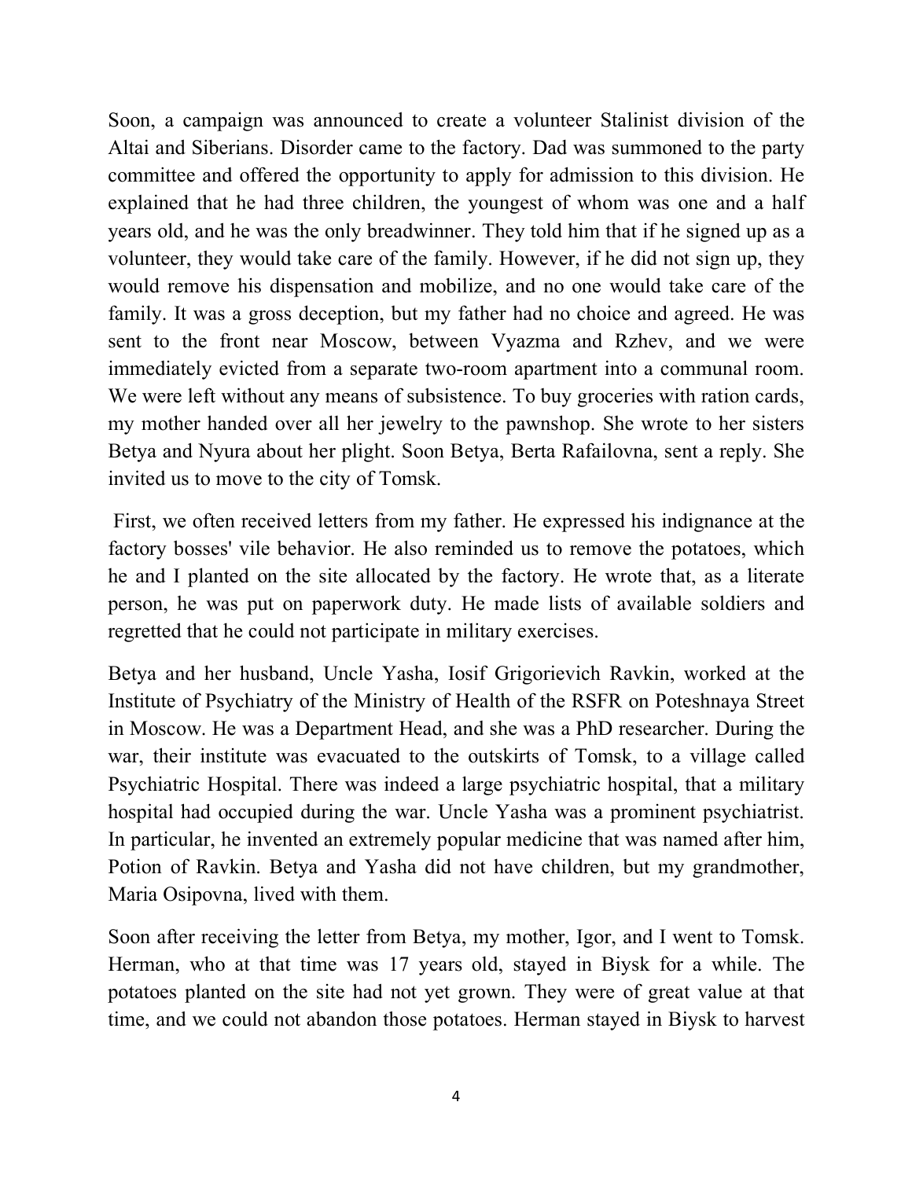Soon, a campaign was announced to create a volunteer Stalinist division of the Altai and Siberians. Disorder came to the factory. Dad was summoned to the party committee and offered the opportunity to apply for admission to this division. He explained that he had three children, the youngest of whom was one and a half years old, and he was the only breadwinner. They told him that if he signed up as a volunteer, they would take care of the family. However, if he did not sign up, they would remove his dispensation and mobilize, and no one would take care of the family. It was a gross deception, but my father had no choice and agreed. He was sent to the front near Moscow, between Vyazma and Rzhev, and we were immediately evicted from a separate two-room apartment into a communal room. We were left without any means of subsistence. To buy groceries with ration cards, my mother handed over all her jewelry to the pawnshop. She wrote to her sisters Betya and Nyura about her plight. Soon Betya, Berta Rafailovna, sent a reply. She invited us to move to the city of Tomsk.

First, we often received letters from my father. He expressed his indignance at the factory bosses' vile behavior. He also reminded us to remove the potatoes, which he and I planted on the site allocated by the factory. He wrote that, as a literate person, he was put on paperwork duty. He made lists of available soldiers and regretted that he could not participate in military exercises.

Betya and her husband, Uncle Yasha, Iosif Grigorievich Ravkin, worked at the Institute of Psychiatry of the Ministry of Health of the RSFR on Poteshnaya Street in Moscow. He was a Department Head, and she was a PhD researcher. During the war, their institute was evacuated to the outskirts of Tomsk, to a village called Psychiatric Hospital. There was indeed a large psychiatric hospital, that a military hospital had occupied during the war. Uncle Yasha was a prominent psychiatrist. In particular, he invented an extremely popular medicine that was named after him, Potion of Ravkin. Betya and Yasha did not have children, but my grandmother, Maria Osipovna, lived with them.

Soon after receiving the letter from Betya, my mother, Igor, and I went to Tomsk. Herman, who at that time was 17 years old, stayed in Biysk for a while. The potatoes planted on the site had not yet grown. They were of great value at that time, and we could not abandon those potatoes. Herman stayed in Biysk to harvest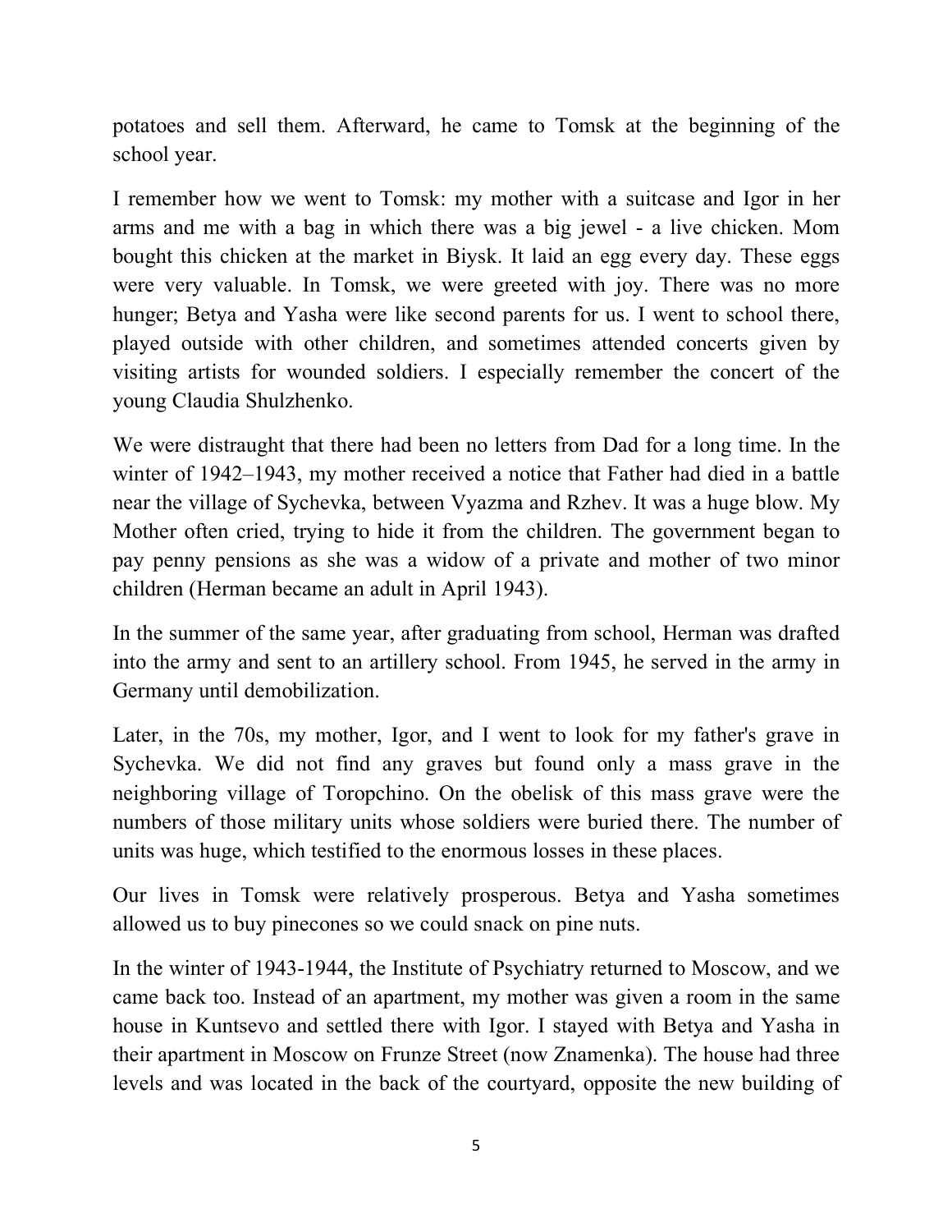potatoes and sell them. Afterward, he came to Tomsk at the beginning of the school year.

I remember how we went to Tomsk: my mother with a suitcase and Igor in her arms and me with a bag in which there was a big jewel - a live chicken. Mom bought this chicken at the market in Biysk. It laid an egg every day. These eggs were very valuable. In Tomsk, we were greeted with joy. There was no more hunger; Betya and Yasha were like second parents for us. I went to school there, played outside with other children, and sometimes attended concerts given by visiting artists for wounded soldiers. I especially remember the concert of the young Claudia Shulzhenko.

We were distraught that there had been no letters from Dad for a long time. In the winter of 1942–1943, my mother received a notice that Father had died in a battle near the village of Sychevka, between Vyazma and Rzhev. It was a huge blow. My Mother often cried, trying to hide it from the children. The government began to pay penny pensions as she was a widow of a private and mother of two minor children (Herman became an adult in April 1943).

In the summer of the same year, after graduating from school, Herman was drafted into the army and sent to an artillery school. From 1945, he served in the army in Germany until demobilization.

Later, in the 70s, my mother, Igor, and I went to look for my father's grave in Sychevka. We did not find any graves but found only a mass grave in the neighboring village of Toropchino. On the obelisk of this mass grave were the numbers of those military units whose soldiers were buried there. The number of units was huge, which testified to the enormous losses in these places.

Our lives in Tomsk were relatively prosperous. Betya and Yasha sometimes allowed us to buy pinecones so we could snack on pine nuts.

In the winter of 1943-1944, the Institute of Psychiatry returned to Moscow, and we came back too. Instead of an apartment, my mother was given a room in the same house in Kuntsevo and settled there with Igor. I stayed with Betya and Yasha in their apartment in Moscow on Frunze Street (now Znamenka). The house had three levels and was located in the back of the courtyard, opposite the new building of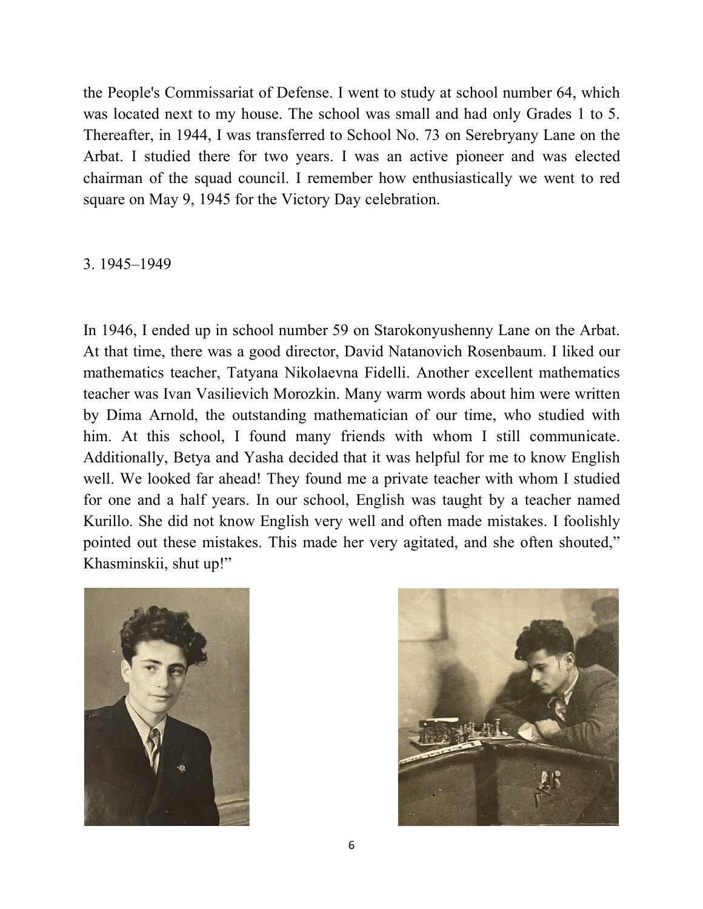the People's Commissariat of Defense. I went to study at school number 64, which was located next to my house. The school was small and had only Grades 1 to 5. Thereafter, in 1944, I was transferred to School No. 73 on Serebryany Lane on the Arbat. I studied there for two years. I was an active pioneer and was elected chairman of the squad council. I remember how enthusiastically we went to red square on May 9, 1945 for the Victory Day celebration.

## 3. 1945–1949

In 1946, I ended up in school number 59 on Starokonyushenny Lane on the Arbat. At that time, there was a good director, David Natanovich Rosenbaum. I liked our mathematics teacher, Tatyana Nikolaevna Fidelli. Another excellent mathematics teacher was Ivan Vasilievich Morozkin. Many warm words about him were written by Dima Arnold, the outstanding mathematician of our time, who studied with him. At this school, I found many friends with whom I still communicate. Additionally, Betya and Yasha decided that it was helpful for me to know English well. We looked far ahead! They found me a private teacher with whom I studied for one and a half years. In our school, English was taught by a teacher named Kurillo. She did not know English very well and often made mistakes. I foolishly pointed out these mistakes. This made her very agitated, and she often shouted," Khasminskii, shut up!"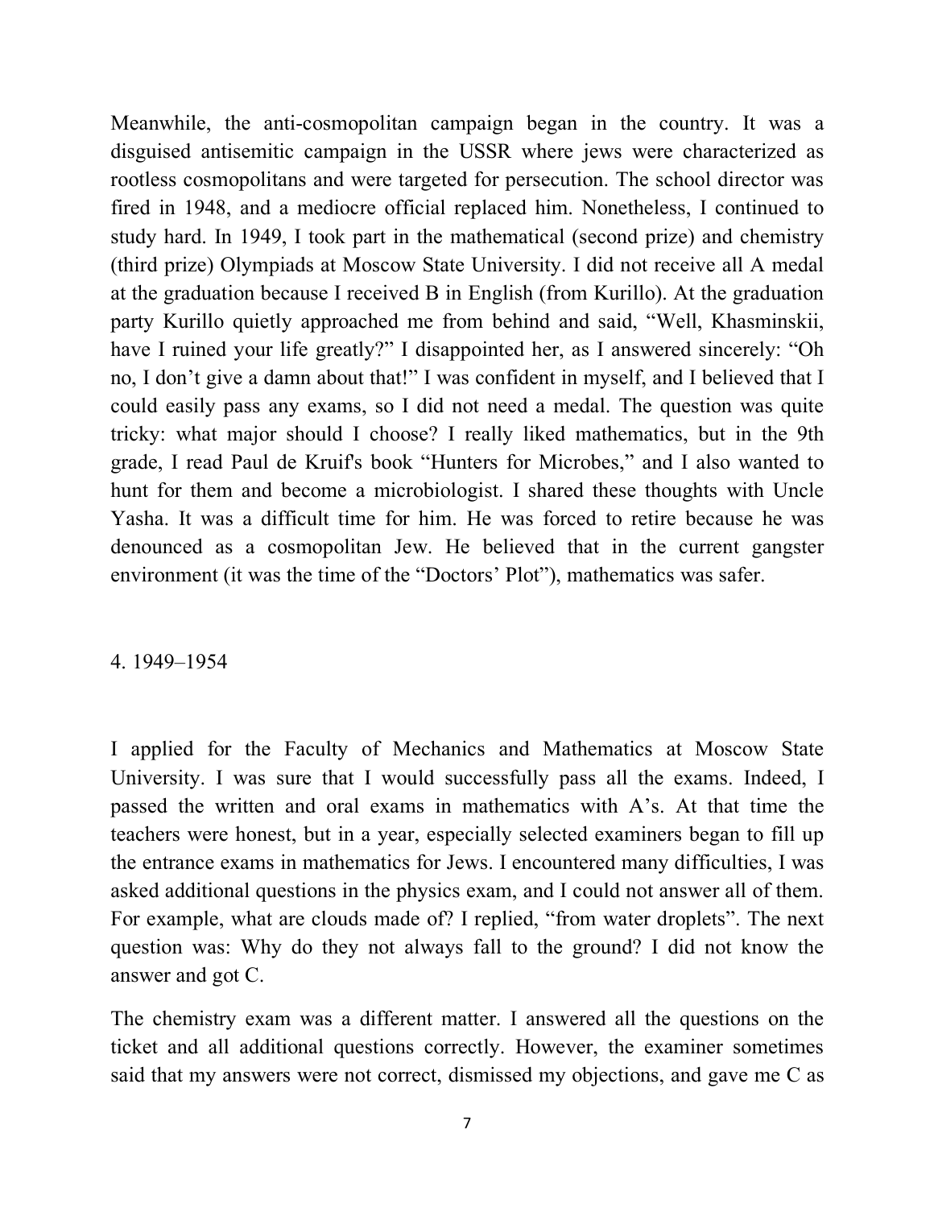Meanwhile, the anti-cosmopolitan campaign began in the country. It was a disguised antisemitic campaign in the USSR where jews were characterized as rootless cosmopolitans and were targeted for persecution. The school director was fired in 1948, and a mediocre official replaced him. Nonetheless, I continued to study hard. In 1949, I took part in the mathematical (second prize) and chemistry (third prize) Olympiads at Moscow State University. I did not receive all A medal at the graduation because I received B in English (from Kurillo). At the graduation party Kurillo quietly approached me from behind and said, "Well, Khasminskii, have I ruined your life greatly?" I disappointed her, as I answered sincerely: "Oh no, I don't give a damn about that!" I was confident in myself, and I believed that I could easily pass any exams, so I did not need a medal. The question was quite tricky: what major should I choose? I really liked mathematics, but in the 9th grade, I read Paul de Kruif's book "Hunters for Microbes," and I also wanted to hunt for them and become a microbiologist. I shared these thoughts with Uncle Yasha. It was a difficult time for him. He was forced to retire because he was denounced as a cosmopolitan Jew. He believed that in the current gangster environment (it was the time of the "Doctors' Plot"), mathematics was safer.

## 4. 1949–1954

I applied for the Faculty of Mechanics and Mathematics at Moscow State University. I was sure that I would successfully pass all the exams. Indeed, I passed the written and oral exams in mathematics with A's. At that time the teachers were honest, but in a year, especially selected examiners began to fill up the entrance exams in mathematics for Jews. I encountered many difficulties, I was asked additional questions in the physics exam, and I could not answer all of them. For example, what are clouds made of? I replied, "from water droplets". The next question was: Why do they not always fall to the ground? I did not know the answer and got C.

The chemistry exam was a different matter. I answered all the questions on the ticket and all additional questions correctly. However, the examiner sometimes said that my answers were not correct, dismissed my objections, and gave me C as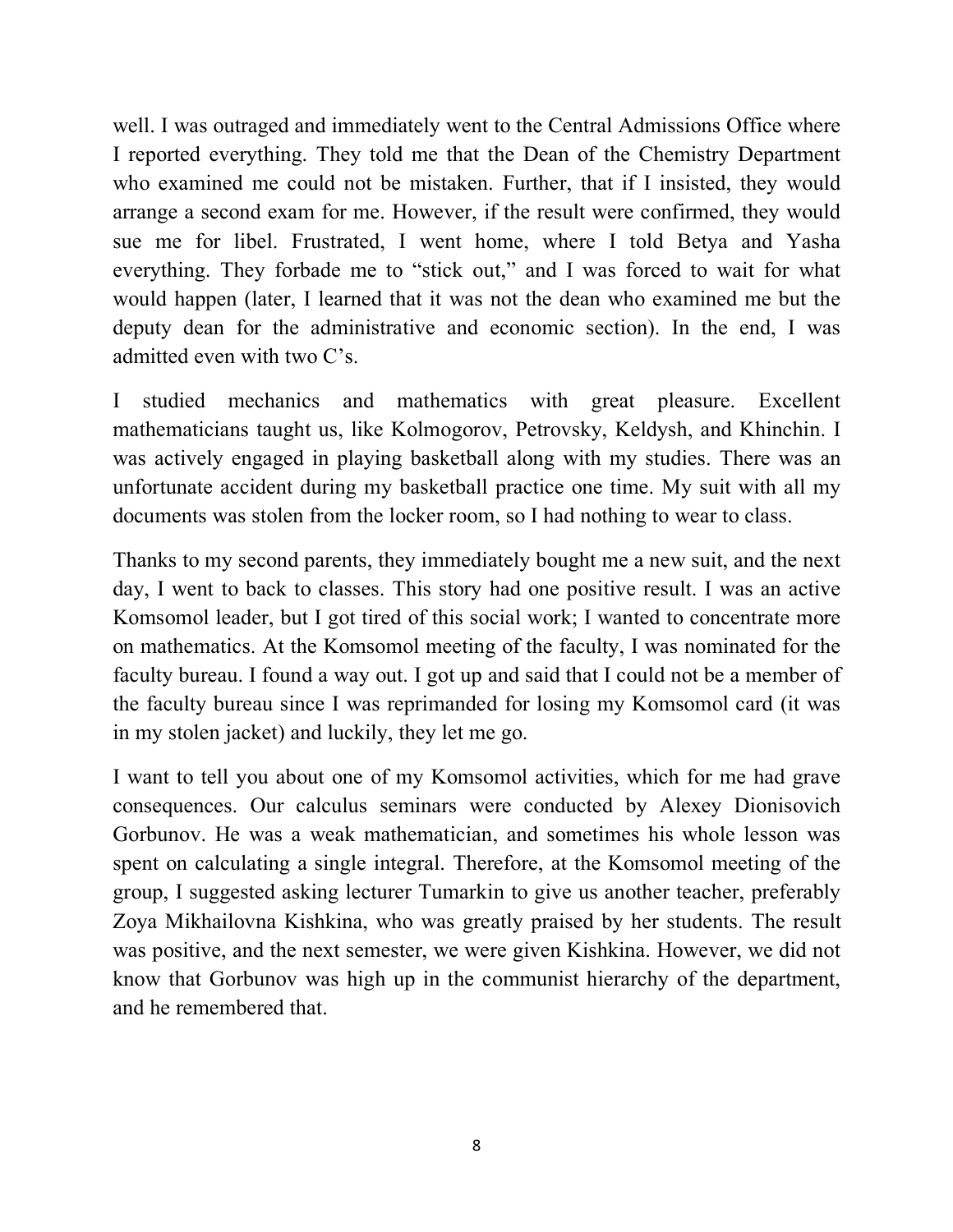well. I was outraged and immediately went to the Central Admissions Office where I reported everything. They told me that the Dean of the Chemistry Department who examined me could not be mistaken. Further, that if I insisted, they would arrange a second exam for me. However, if the result were confirmed, they would sue me for libel. Frustrated, I went home, where I told Betya and Yasha everything. They forbade me to "stick out," and I was forced to wait for what would happen (later, I learned that it was not the dean who examined me but the deputy dean for the administrative and economic section). In the end, I was admitted even with two C's.

I studied mechanics and mathematics with great pleasure. Excellent mathematicians taught us, like Kolmogorov, Petrovsky, Keldysh, and Khinchin. I was actively engaged in playing basketball along with my studies. There was an unfortunate accident during my basketball practice one time. My suit with all my documents was stolen from the locker room, so I had nothing to wear to class.

Thanks to my second parents, they immediately bought me a new suit, and the next day, I went to back to classes. This story had one positive result. I was an active Komsomol leader, but I got tired of this social work; I wanted to concentrate more on mathematics. At the Komsomol meeting of the faculty, I was nominated for the faculty bureau. I found a way out. I got up and said that I could not be a member of the faculty bureau since I was reprimanded for losing my Komsomol card (it was in my stolen jacket) and luckily, they let me go.

I want to tell you about one of my Komsomol activities, which for me had grave consequences. Our calculus seminars were conducted by Alexey Dionisovich Gorbunov. He was a weak mathematician, and sometimes his whole lesson was spent on calculating a single integral. Therefore, at the Komsomol meeting of the group, I suggested asking lecturer Tumarkin to give us another teacher, preferably Zoya Mikhailovna Kishkina, who was greatly praised by her students. The result was positive, and the next semester, we were given Kishkina. However, we did not know that Gorbunov was high up in the communist hierarchy of the department, and he remembered that.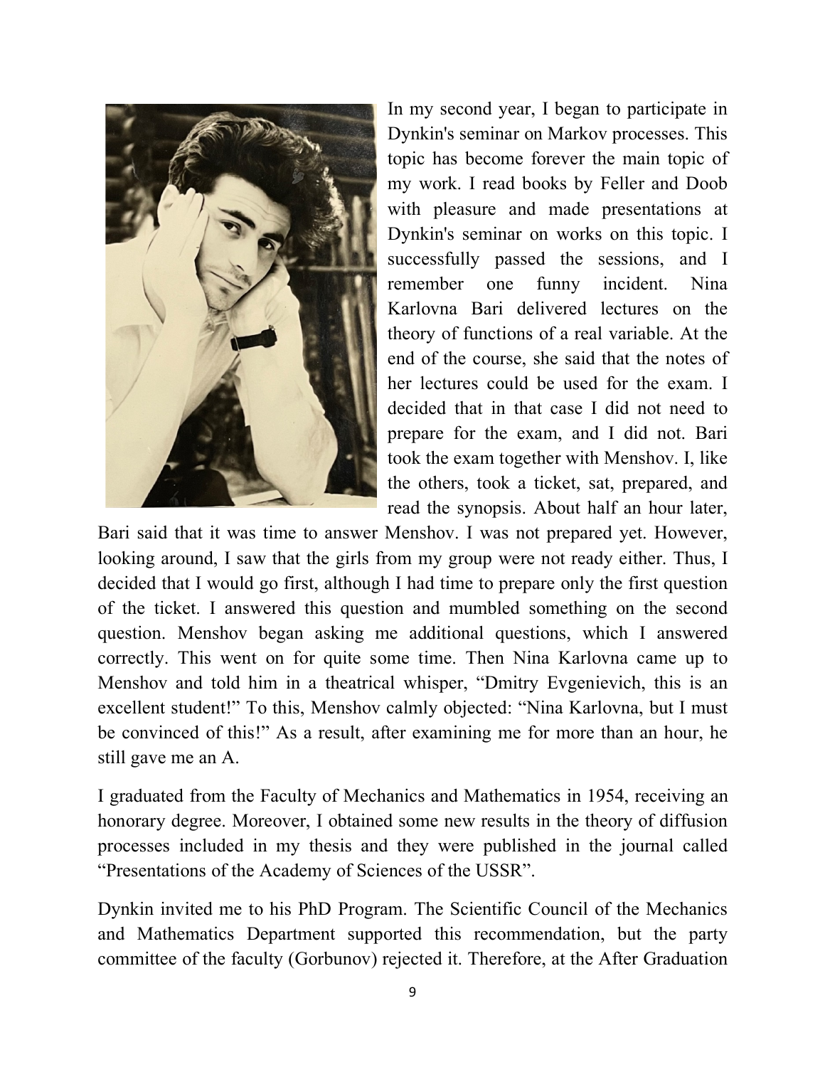In my second year, I began to participate in Dynkin's seminar on Markov processes. This topic has become forever the main topic of my work. I read books by Feller and Doob with pleasure and made presentations at Dynkin's seminar on works on this topic. I successfully passed the sessions, and I remember one funny incident. Nina Karlovna Bari delivered lectures on the theory of functions of a real variable. At the end of the course, she said that the notes of her lectures could be used for the exam. I decided that in that case I did not need to prepare for the exam, and I did not. Bari took the exam together with Menshov. I, like the others, took a ticket, sat, prepared, and read the synopsis. About half an hour later, Bari said that it was time to answer Menshov. I was not prepared yet. However, looking around, I saw that the girls from my group were not ready either. Thus, I decided that I would go first, although I had time to prepare only the first question of the ticket. I answered this question and mumbled something on the second question. Menshov began asking me additional questions, which I answered correctly. This went on for quite some time. Then Nina Karlovna came up to Menshov and told him in a theatrical whisper, "Dmitry Evgenievich, this is an excellent student!" To this, Menshov calmly objected: "Nina Karlovna, but I must be convinced of this!" As a result, after examining me for more than an hour, he still gave me an A.

I graduated from the Faculty of Mechanics and Mathematics in 1954, receiving an honorary degree. Moreover, I obtained some new results in the theory of diffusion processes included in my thesis and they were published in the journal called "Presentations of the Academy of Sciences of the USSR".

Dynkin invited me to his PhD Program. The Scientific Council of the Mechanics and Mathematics Department supported this recommendation, but the party committee of the faculty (Gorbunov) rejected it. Therefore, at the After Graduation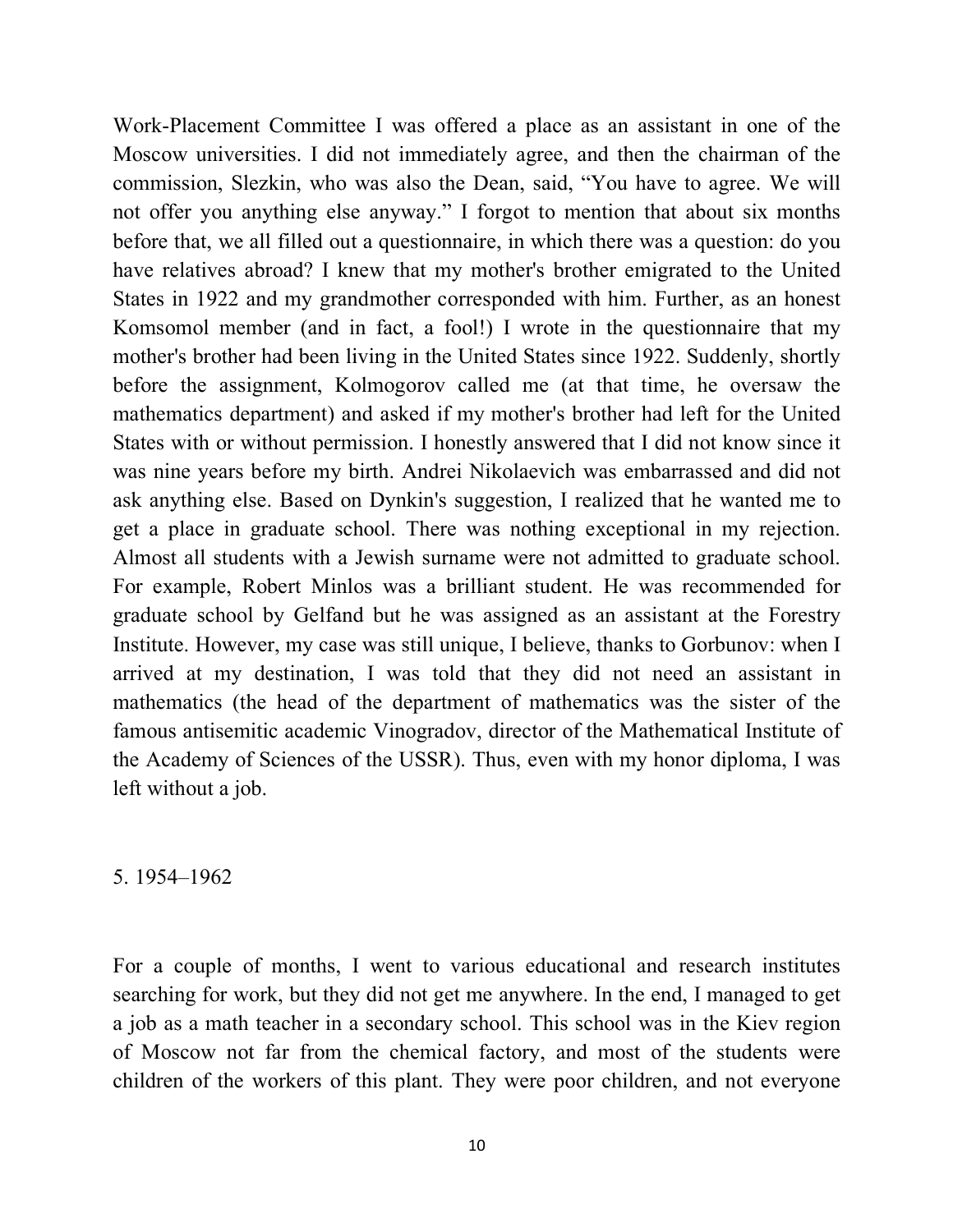Work-Placement Committee I was offered a place as an assistant in one of the Moscow universities. I did not immediately agree, and then the chairman of the commission, Slezkin, who was also the Dean, said, “You have to agree. We will not offer you anything else anyway.” I forgot to mention that about six months before that, we all filled out a questionnaire, in which there was a question: do you have relatives abroad? I knew that my mother's brother emigrated to the United States in 1922 and my grandmother corresponded with him. Further, as an honest Komsomol member (and in fact, a fool!) I wrote in the questionnaire that my mother's brother had been living in the United States since 1922. Suddenly, shortly before the assignment, Kolmogorov called me (at that time, he oversaw the mathematics department) and asked if my mother's brother had left for the United States with or without permission. I honestly answered that I did not know since it was nine years before my birth. Andrei Nikolaevich was embarrassed and did not ask anything else. Based on Dynkin's suggestion, I realized that he wanted me to get a place in graduate school. There was nothing exceptional in my rejection. Almost all students with a Jewish surname were not admitted to graduate school. For example, Robert Minlos was a brilliant student. He was recommended for graduate school by Gelfand but he was assigned as an assistant at the Forestry Institute. However, my case was still unique, I believe, thanks to Gorbunov: when I arrived at my destination, I was told that they did not need an assistant in mathematics (the head of the department of mathematics was the sister of the famous antisemitic academic Vinogradov, director of the Mathematical Institute of the Academy of Sciences of the USSR). Thus, even with my honor diploma, I was left without a job.

## 5. 1954–1962

For a couple of months, I went to various educational and research institutes searching for work, but they did not get me anywhere. In the end, I managed to get a job as a math teacher in a secondary school. This school was in the Kiev region of Moscow not far from the chemical factory, and most of the students were children of the workers of this plant. They were poor children, and not everyone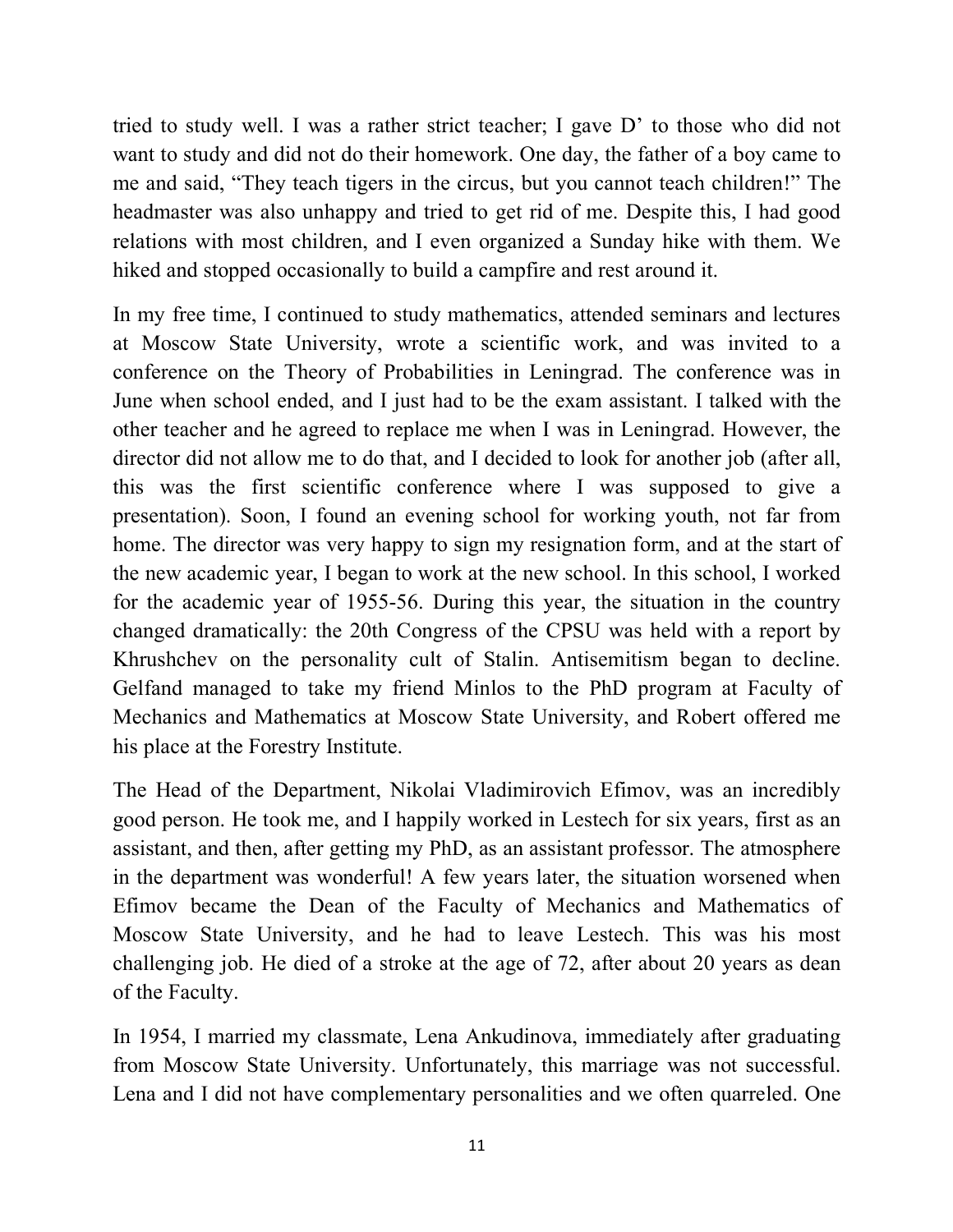tried to study well. I was a rather strict teacher; I gave D' to those who did not want to study and did not do their homework. One day, the father of a boy came to me and said, "They teach tigers in the circus, but you cannot teach children!" The headmaster was also unhappy and tried to get rid of me. Despite this, I had good relations with most children, and I even organized a Sunday hike with them. We hiked and stopped occasionally to build a campfire and rest around it.

In my free time, I continued to study mathematics, attended seminars and lectures at Moscow State University, wrote a scientific work, and was invited to a conference on the Theory of Probabilities in Leningrad. The conference was in June when school ended, and I just had to be the exam assistant. I talked with the other teacher and he agreed to replace me when I was in Leningrad. However, the director did not allow me to do that, and I decided to look for another job (after all, this was the first scientific conference where I was supposed to give a presentation). Soon, I found an evening school for working youth, not far from home. The director was very happy to sign my resignation form, and at the start of the new academic year, I began to work at the new school. In this school, I worked for the academic year of 1955-56. During this year, the situation in the country changed dramatically: the 20th Congress of the CPSU was held with a report by Khrushchev on the personality cult of Stalin. Antisemitism began to decline. Gelfand managed to take my friend Minlos to the PhD program at Faculty of Mechanics and Mathematics at Moscow State University, and Robert offered me his place at the Forestry Institute.

The Head of the Department, Nikolai Vladimirovich Efimov, was an incredibly good person. He took me, and I happily worked in Lestech for six years, first as an assistant, and then, after getting my PhD, as an assistant professor. The atmosphere in the department was wonderful! A few years later, the situation worsened when Efimov became the Dean of the Faculty of Mechanics and Mathematics of Moscow State University, and he had to leave Lestech. This was his most challenging job. He died of a stroke at the age of 72, after about 20 years as dean of the Faculty.

In 1954, I married my classmate, Lena Ankudinova, immediately after graduating from Moscow State University. Unfortunately, this marriage was not successful. Lena and I did not have complementary personalities and we often quarreled. One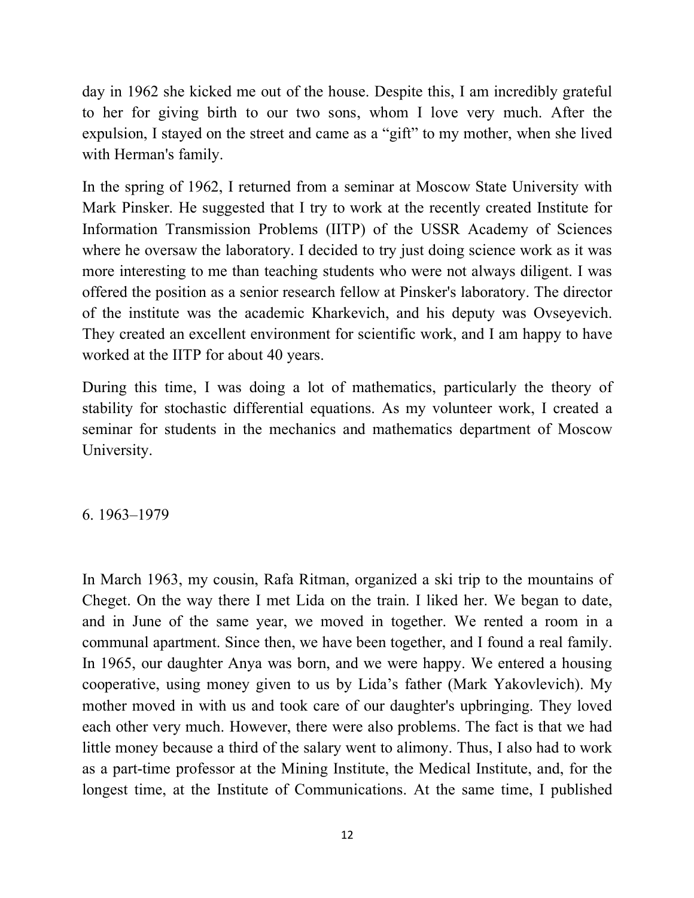day in 1962 she kicked me out of the house. Despite this, I am incredibly grateful to her for giving birth to our two sons, whom I love very much. After the expulsion, I stayed on the street and came as a "gift" to my mother, when she lived with Herman's family.

In the spring of 1962, I returned from a seminar at Moscow State University with Mark Pinsker. He suggested that I try to work at the recently created Institute for Information Transmission Problems (IITP) of the USSR Academy of Sciences where he oversaw the laboratory. I decided to try just doing science work as it was more interesting to me than teaching students who were not always diligent. I was offered the position as a senior research fellow at Pinsker's laboratory. The director of the institute was the academic Kharkevich, and his deputy was Ovseyevich. They created an excellent environment for scientific work, and I am happy to have worked at the IITP for about 40 years.

During this time, I was doing a lot of mathematics, particularly the theory of stability for stochastic differential equations. As my volunteer work, I created a seminar for students in the mechanics and mathematics department of Moscow University.

## 6. 1963–1979

In March 1963, my cousin, Rafa Ritman, organized a ski trip to the mountains of Cheget. On the way there I met Lida on the train. I liked her. We began to date, and in June of the same year, we moved in together. We rented a room in a communal apartment. Since then, we have been together, and I found a real family. In 1965, our daughter Anya was born, and we were happy. We entered a housing cooperative, using money given to us by Lida's father (Mark Yakovlevich). My mother moved in with us and took care of our daughter's upbringing. They loved each other very much. However, there were also problems. The fact is that we had little money because a third of the salary went to alimony. Thus, I also had to work as a part-time professor at the Mining Institute, the Medical Institute, and, for the longest time, at the Institute of Communications. At the same time, I published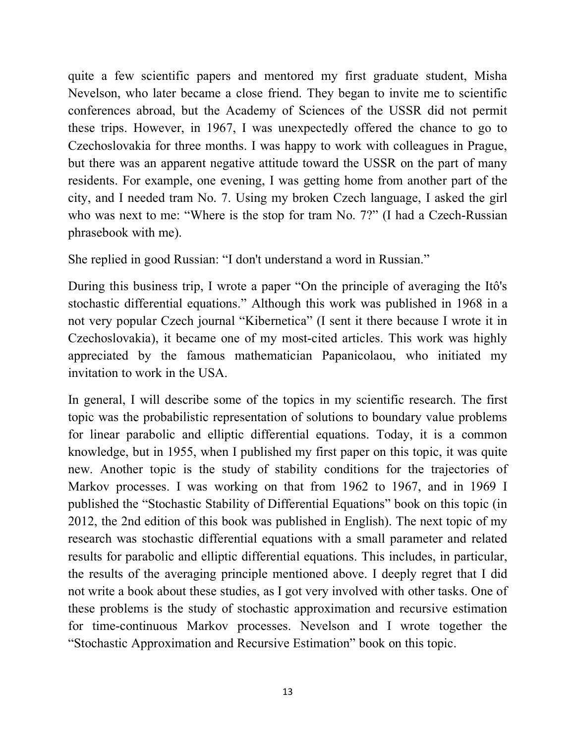quite a few scientific papers and mentored my first graduate student, Misha Nevelson, who later became a close friend. They began to invite me to scientific conferences abroad, but the Academy of Sciences of the USSR did not permit these trips. However, in 1967, I was unexpectedly offered the chance to go to Czechoslovakia for three months. I was happy to work with colleagues in Prague, but there was an apparent negative attitude toward the USSR on the part of many residents. For example, one evening, I was getting home from another part of the city, and I needed tram No. 7. Using my broken Czech language, I asked the girl who was next to me: "Where is the stop for tram No. 7?" (I had a Czech-Russian phrasebook with me).

She replied in good Russian: "I don't understand a word in Russian."

During this business trip, I wrote a paper "On the principle of averaging the Itô's stochastic differential equations." Although this work was published in 1968 in a not very popular Czech journal "Kibernetica" (I sent it there because I wrote it in Czechoslovakia), it became one of my most-cited articles. This work was highly appreciated by the famous mathematician Papanicolaou, who initiated my invitation to work in the USA.

In general, I will describe some of the topics in my scientific research. The first topic was the probabilistic representation of solutions to boundary value problems for linear parabolic and elliptic differential equations. Today, it is a common knowledge, but in 1955, when I published my first paper on this topic, it was quite new. Another topic is the study of stability conditions for the trajectories of Markov processes. I was working on that from 1962 to 1967, and in 1969 I published the "Stochastic Stability of Differential Equations" book on this topic (in 2012, the 2nd edition of this book was published in English). The next topic of my research was stochastic differential equations with a small parameter and related results for parabolic and elliptic differential equations. This includes, in particular, the results of the averaging principle mentioned above. I deeply regret that I did not write a book about these studies, as I got very involved with other tasks. One of these problems is the study of stochastic approximation and recursive estimation for time-continuous Markov processes. Nevelson and I wrote together the "Stochastic Approximation and Recursive Estimation" book on this topic.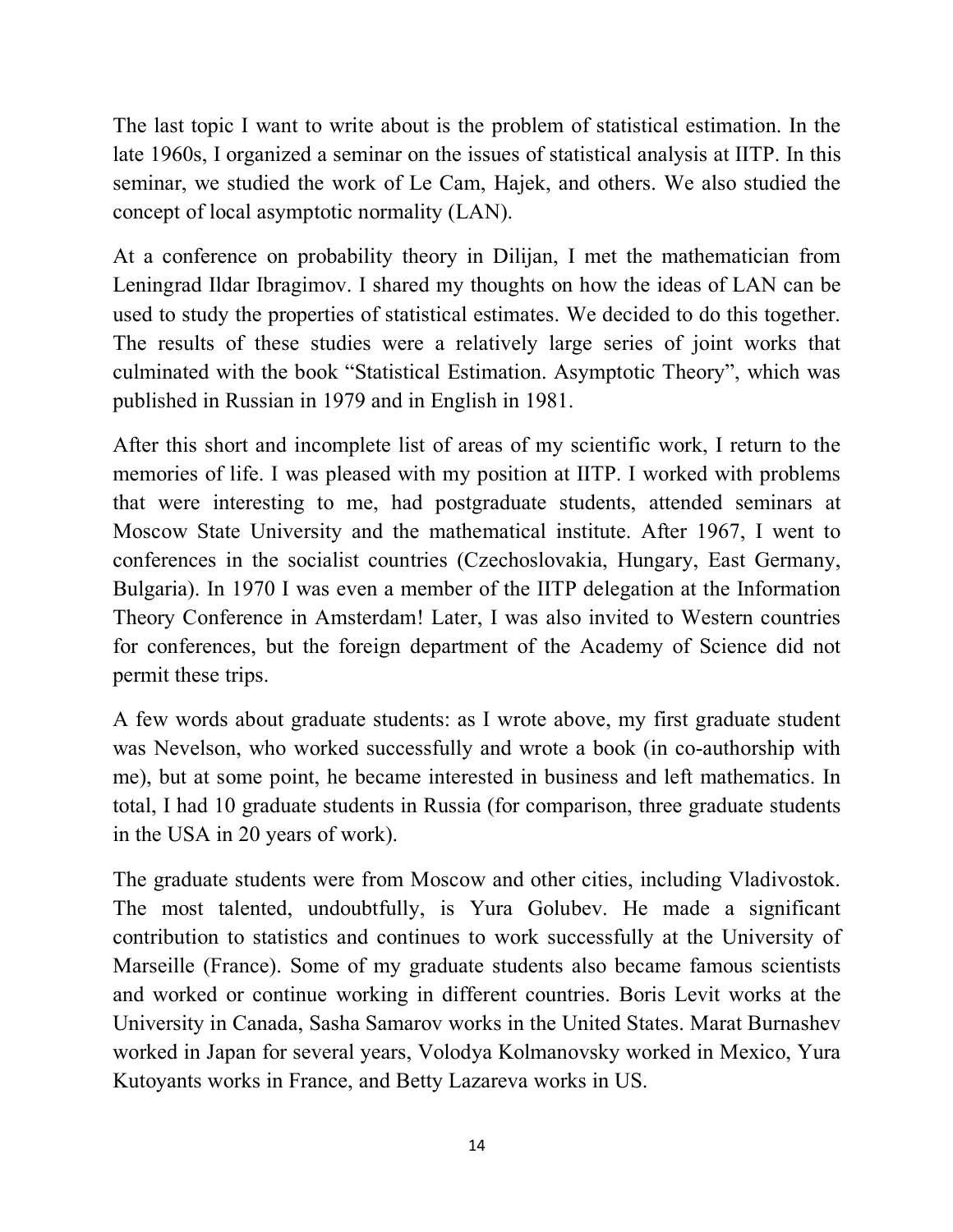The last topic I want to write about is the problem of statistical estimation. In the late 1960s, I organized a seminar on the issues of statistical analysis at IITP. In this seminar, we studied the work of Le Cam, Hajek, and others. We also studied the concept of local asymptotic normality (LAN).

At a conference on probability theory in Dilijan, I met the mathematician from Leningrad Ildar Ibragimov. I shared my thoughts on how the ideas of LAN can be used to study the properties of statistical estimates. We decided to do this together. The results of these studies were a relatively large series of joint works that culminated with the book "Statistical Estimation. Asymptotic Theory", which was published in Russian in 1979 and in English in 1981.

After this short and incomplete list of areas of my scientific work, I return to the memories of life. I was pleased with my position at IITP. I worked with problems that were interesting to me, had postgraduate students, attended seminars at Moscow State University and the mathematical institute. After 1967, I went to conferences in the socialist countries (Czechoslovakia, Hungary, East Germany, Bulgaria). In 1970 I was even a member of the IITP delegation at the Information Theory Conference in Amsterdam! Later, I was also invited to Western countries for conferences, but the foreign department of the Academy of Science did not permit these trips.

A few words about graduate students: as I wrote above, my first graduate student was Nevelson, who worked successfully and wrote a book (in co-authorship with me), but at some point, he became interested in business and left mathematics. In total, I had 10 graduate students in Russia (for comparison, three graduate students in the USA in 20 years of work).

The graduate students were from Moscow and other cities, including Vladivostok. The most talented, undoubtfully, is Yura Golubev. He made a significant contribution to statistics and continues to work successfully at the University of Marseille (France). Some of my graduate students also became famous scientists and worked or continue working in different countries. Boris Levit works at the University in Canada, Sasha Samarov works in the United States. Marat Burnashev worked in Japan for several years, Volodya Kolmanovsky worked in Mexico, Yura Kutoyants works in France, and Betty Lazareva works in US.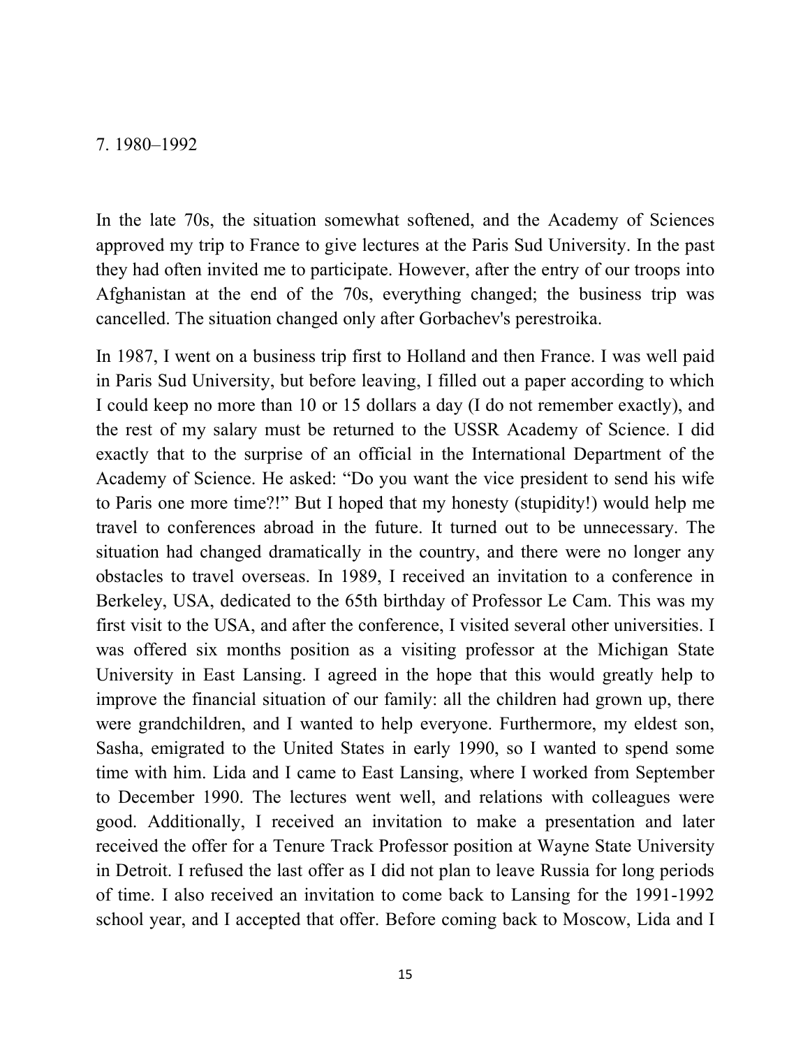## 7. 1980–1992

In the late 70s, the situation somewhat softened, and the Academy of Sciences approved my trip to France to give lectures at the Paris Sud University. In the past they had often invited me to participate. However, after the entry of our troops into Afghanistan at the end of the 70s, everything changed; the business trip was cancelled. The situation changed only after Gorbachev's perestroika.

In 1987, I went on a business trip first to Holland and then France. I was well paid in Paris Sud University, but before leaving, I filled out a paper according to which I could keep no more than 10 or 15 dollars a day (I do not remember exactly), and the rest of my salary must be returned to the USSR Academy of Science. I did exactly that to the surprise of an official in the International Department of the Academy of Science. He asked: "Do you want the vice president to send his wife to Paris one more time?!" But I hoped that my honesty (stupidity!) would help me travel to conferences abroad in the future. It turned out to be unnecessary. The situation had changed dramatically in the country, and there were no longer any obstacles to travel overseas. In 1989, I received an invitation to a conference in Berkeley, USA, dedicated to the 65th birthday of Professor Le Cam. This was my first visit to the USA, and after the conference, I visited several other universities. I was offered six months position as a visiting professor at the Michigan State University in East Lansing. I agreed in the hope that this would greatly help to improve the financial situation of our family: all the children had grown up, there were grandchildren, and I wanted to help everyone. Furthermore, my eldest son, Sasha, emigrated to the United States in early 1990, so I wanted to spend some time with him. Lida and I came to East Lansing, where I worked from September to December 1990. The lectures went well, and relations with colleagues were good. Additionally, I received an invitation to make a presentation and later received the offer for a Tenure Track Professor position at Wayne State University in Detroit. I refused the last offer as I did not plan to leave Russia for long periods of time. I also received an invitation to come back to Lansing for the 1991-1992 school year, and I accepted that offer. Before coming back to Moscow, Lida and I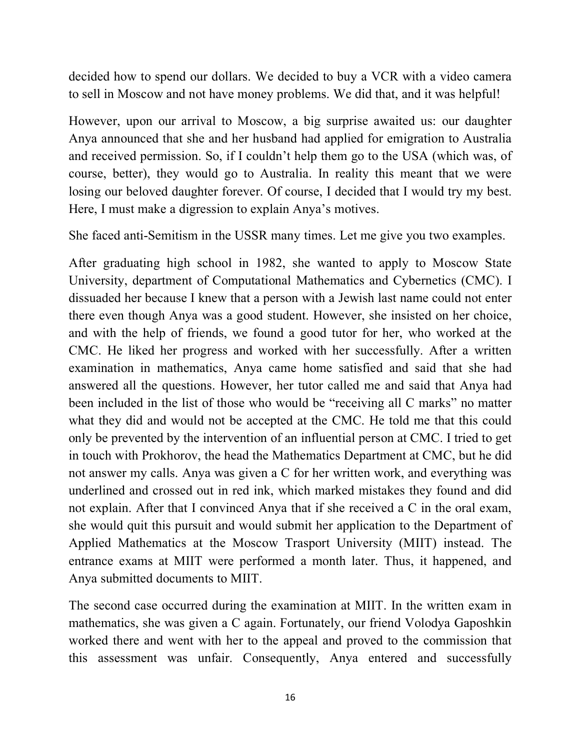decided how to spend our dollars. We decided to buy a VCR with a video camera to sell in Moscow and not have money problems. We did that, and it was helpful!

However, upon our arrival to Moscow, a big surprise awaited us: our daughter Anya announced that she and her husband had applied for emigration to Australia and received permission. So, if I couldn't help them go to the USA (which was, of course, better), they would go to Australia. In reality this meant that we were losing our beloved daughter forever. Of course, I decided that I would try my best. Here, I must make a digression to explain Anya's motives.

She faced anti-Semitism in the USSR many times. Let me give you two examples.

After graduating high school in 1982, she wanted to apply to Moscow State University, department of Computational Mathematics and Cybernetics (CMC). I dissuaded her because I knew that a person with a Jewish last name could not enter there even though Anya was a good student. However, she insisted on her choice, and with the help of friends, we found a good tutor for her, who worked at the CMC. He liked her progress and worked with her successfully. After a written examination in mathematics, Anya came home satisfied and said that she had answered all the questions. However, her tutor called me and said that Anya had been included in the list of those who would be "receiving all C marks" no matter what they did and would not be accepted at the CMC. He told me that this could only be prevented by the intervention of an influential person at CMC. I tried to get in touch with Prokhorov, the head the Mathematics Department at CMC, but he did not answer my calls. Anya was given a C for her written work, and everything was underlined and crossed out in red ink, which marked mistakes they found and did not explain. After that I convinced Anya that if she received a C in the oral exam, she would quit this pursuit and would submit her application to the Department of Applied Mathematics at the Moscow Trasport University (MIIT) instead. The entrance exams at MIIT were performed a month later. Thus, it happened, and Anya submitted documents to MIIT.

The second case occurred during the examination at MIIT. In the written exam in mathematics, she was given a C again. Fortunately, our friend Volodya Gaposhkin worked there and went with her to the appeal and proved to the commission that this assessment was unfair. Consequently, Anya entered and successfully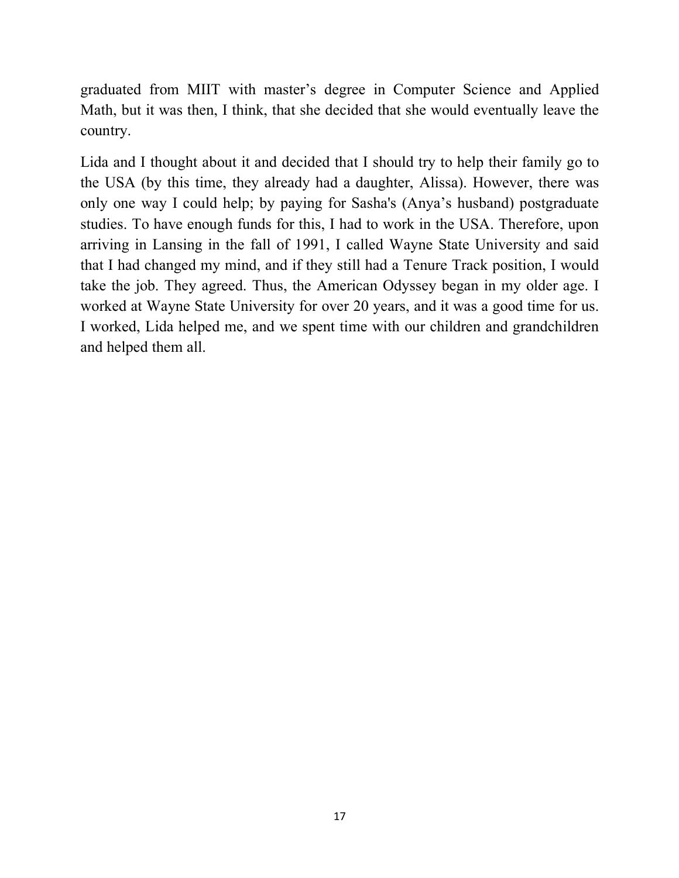graduated from MIIT with master’s degree in Computer Science and Applied Math, but it was then, I think, that she decided that she would eventually leave the country.

Lida and I thought about it and decided that I should try to help their family go to the USA (by this time, they already had a daughter, Alissa). However, there was only one way I could help; by paying for Sasha's (Anya’s husband) postgraduate studies. To have enough funds for this, I had to work in the USA. Therefore, upon arriving in Lansing in the fall of 1991, I called Wayne State University and said that I had changed my mind, and if they still had a Tenure Track position, I would take the job. They agreed. Thus, the American Odyssey began in my older age. I worked at Wayne State University for over 20 years, and it was a good time for us. I worked, Lida helped me, and we spent time with our children and grandchildren and helped them all.